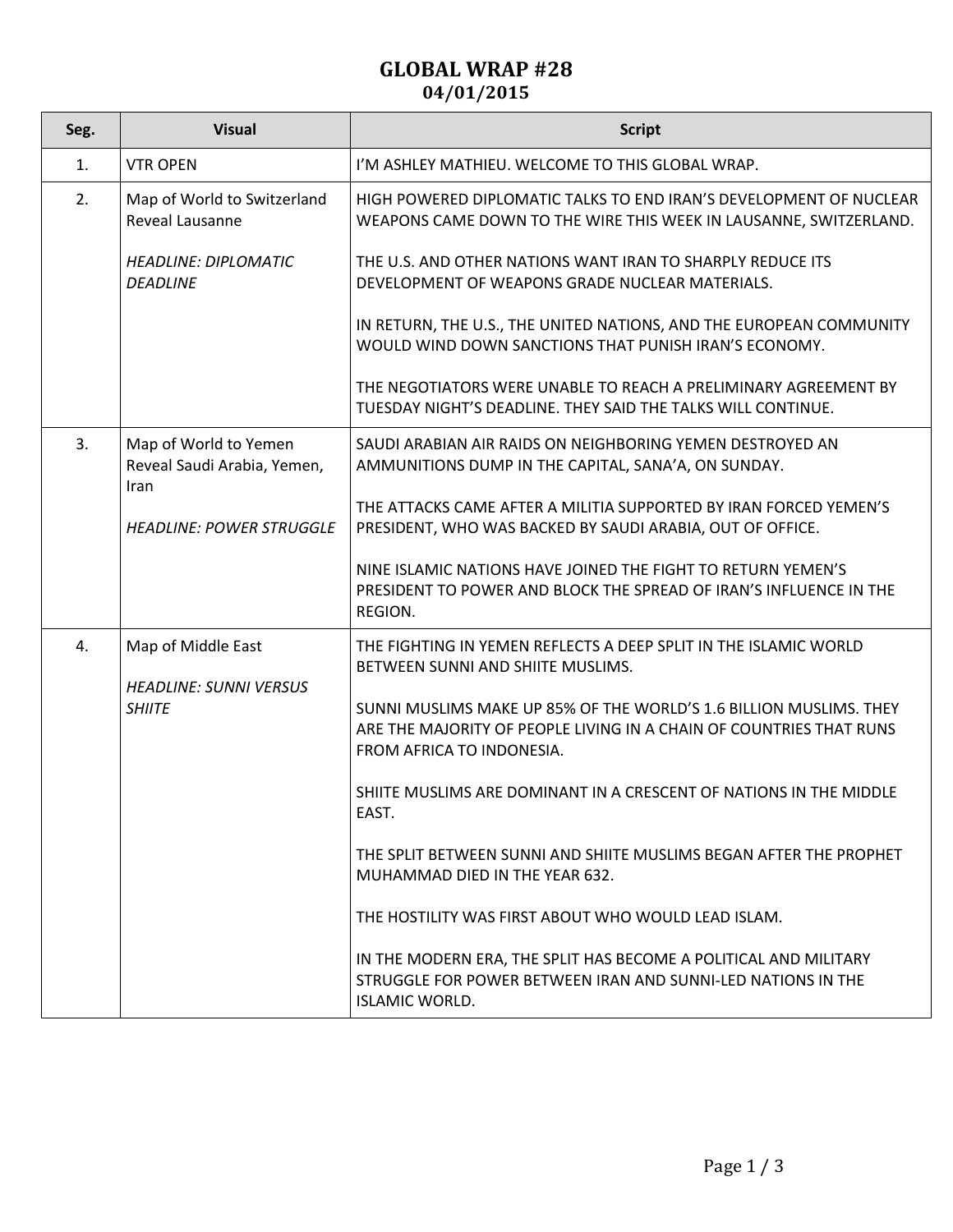# GLOBAL WRAP #28
## 04/01/2015

| Seg. | Visual | Script |
|---|---|---|
| 1. | VTR OPEN | I'M ASHLEY MATHIEU. WELCOME TO THIS GLOBAL WRAP. |
| 2. | Map of World to Switzerland Reveal Lausanne<br><br>*HEADLINE: DIPLOMATIC DEADLINE* | HIGH POWERED DIPLOMATIC TALKS TO END IRAN'S DEVELOPMENT OF NUCLEAR WEAPONS CAME DOWN TO THE WIRE THIS WEEK IN LAUSANNE, SWITZERLAND.<br><br>THE U.S. AND OTHER NATIONS WANT IRAN TO SHARPLY REDUCE ITS DEVELOPMENT OF WEAPONS GRADE NUCLEAR MATERIALS.<br><br>IN RETURN, THE U.S., THE UNITED NATIONS, AND THE EUROPEAN COMMUNITY WOULD WIND DOWN SANCTIONS THAT PUNISH IRAN'S ECONOMY.<br><br>THE NEGOTIATORS WERE UNABLE TO REACH A PRELIMINARY AGREEMENT BY TUESDAY NIGHT'S DEADLINE. THEY SAID THE TALKS WILL CONTINUE. |
| 3. | Map of World to Yemen Reveal Saudi Arabia, Yemen, Iran<br><br>*HEADLINE: POWER STRUGGLE* | SAUDI ARABIAN AIR RAIDS ON NEIGHBORING YEMEN DESTROYED AN AMMUNITIONS DUMP IN THE CAPITAL, SANA'A, ON SUNDAY.<br><br>THE ATTACKS CAME AFTER A MILITIA SUPPORTED BY IRAN FORCED YEMEN'S PRESIDENT, WHO WAS BACKED BY SAUDI ARABIA, OUT OF OFFICE.<br><br>NINE ISLAMIC NATIONS HAVE JOINED THE FIGHT TO RETURN YEMEN'S PRESIDENT TO POWER AND BLOCK THE SPREAD OF IRAN'S INFLUENCE IN THE REGION. |
| 4. | Map of Middle East<br><br>*HEADLINE: SUNNI VERSUS SHIITE* | THE FIGHTING IN YEMEN REFLECTS A DEEP SPLIT IN THE ISLAMIC WORLD BETWEEN SUNNI AND SHIITE MUSLIMS.<br><br>SUNNI MUSLIMS MAKE UP 85% OF THE WORLD'S 1.6 BILLION MUSLIMS. THEY ARE THE MAJORITY OF PEOPLE LIVING IN A CHAIN OF COUNTRIES THAT RUNS FROM AFRICA TO INDONESIA.<br><br>SHIITE MUSLIMS ARE DOMINANT IN A CRESCENT OF NATIONS IN THE MIDDLE EAST.<br><br>THE SPLIT BETWEEN SUNNI AND SHIITE MUSLIMS BEGAN AFTER THE PROPHET MUHAMMAD DIED IN THE YEAR 632.<br><br>THE HOSTILITY WAS FIRST ABOUT WHO WOULD LEAD ISLAM.<br><br>IN THE MODERN ERA, THE SPLIT HAS BECOME A POLITICAL AND MILITARY STRUGGLE FOR POWER BETWEEN IRAN AND SUNNI-LED NATIONS IN THE ISLAMIC WORLD. |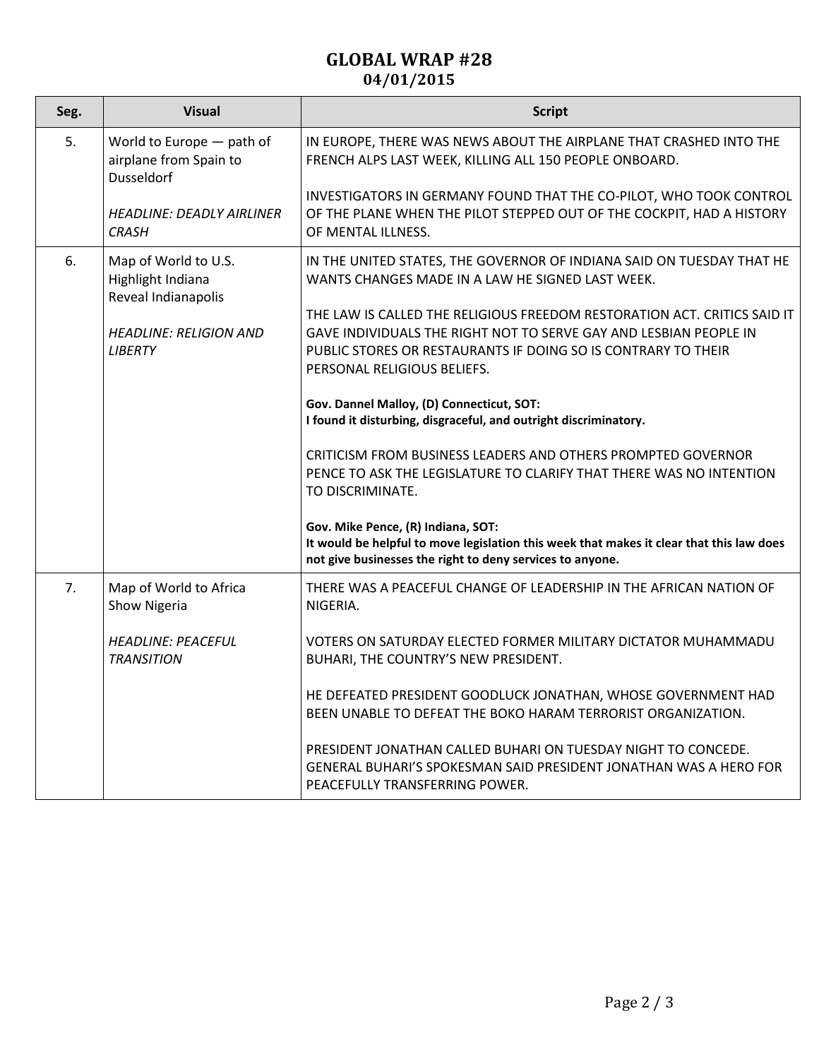# GLOBAL WRAP #28
## 04/01/2015

| Seg. | Visual | Script |
|---|---|---|
| 5. | World to Europe — path of airplane from Spain to Dusseldorf<br><br>*HEADLINE: DEADLY AIRLINER CRASH* | IN EUROPE, THERE WAS NEWS ABOUT THE AIRPLANE THAT CRASHED INTO THE FRENCH ALPS LAST WEEK, KILLING ALL 150 PEOPLE ONBOARD.<br><br>INVESTIGATORS IN GERMANY FOUND THAT THE CO-PILOT, WHO TOOK CONTROL OF THE PLANE WHEN THE PILOT STEPPED OUT OF THE COCKPIT, HAD A HISTORY OF MENTAL ILLNESS. |
| 6. | Map of World to U.S.<br>Highlight Indiana<br>Reveal Indianapolis<br><br>*HEADLINE: RELIGION AND LIBERTY* | IN THE UNITED STATES, THE GOVERNOR OF INDIANA SAID ON TUESDAY THAT HE WANTS CHANGES MADE IN A LAW HE SIGNED LAST WEEK.<br><br>THE LAW IS CALLED THE RELIGIOUS FREEDOM RESTORATION ACT. CRITICS SAID IT GAVE INDIVIDUALS THE RIGHT NOT TO SERVE GAY AND LESBIAN PEOPLE IN PUBLIC STORES OR RESTAURANTS IF DOING SO IS CONTRARY TO THEIR PERSONAL RELIGIOUS BELIEFS.<br><br>**Gov. Dannel Malloy, (D) Connecticut, SOT:**<br>**I found it disturbing, disgraceful, and outright discriminatory.**<br><br>CRITICISM FROM BUSINESS LEADERS AND OTHERS PROMPTED GOVERNOR PENCE TO ASK THE LEGISLATURE TO CLARIFY THAT THERE WAS NO INTENTION TO DISCRIMINATE.<br><br>**Gov. Mike Pence, (R) Indiana, SOT:**<br>**It would be helpful to move legislation this week that makes it clear that this law does not give businesses the right to deny services to anyone.** |
| 7. | Map of World to Africa<br>Show Nigeria<br><br>*HEADLINE: PEACEFUL TRANSITION* | THERE WAS A PEACEFUL CHANGE OF LEADERSHIP IN THE AFRICAN NATION OF NIGERIA.<br><br>VOTERS ON SATURDAY ELECTED FORMER MILITARY DICTATOR MUHAMMADU BUHARI, THE COUNTRY'S NEW PRESIDENT.<br><br>HE DEFEATED PRESIDENT GOODLUCK JONATHAN, WHOSE GOVERNMENT HAD BEEN UNABLE TO DEFEAT THE BOKO HARAM TERRORIST ORGANIZATION.<br><br>PRESIDENT JONATHAN CALLED BUHARI ON TUESDAY NIGHT TO CONCEDE. GENERAL BUHARI'S SPOKESMAN SAID PRESIDENT JONATHAN WAS A HERO FOR PEACEFULLY TRANSFERRING POWER. |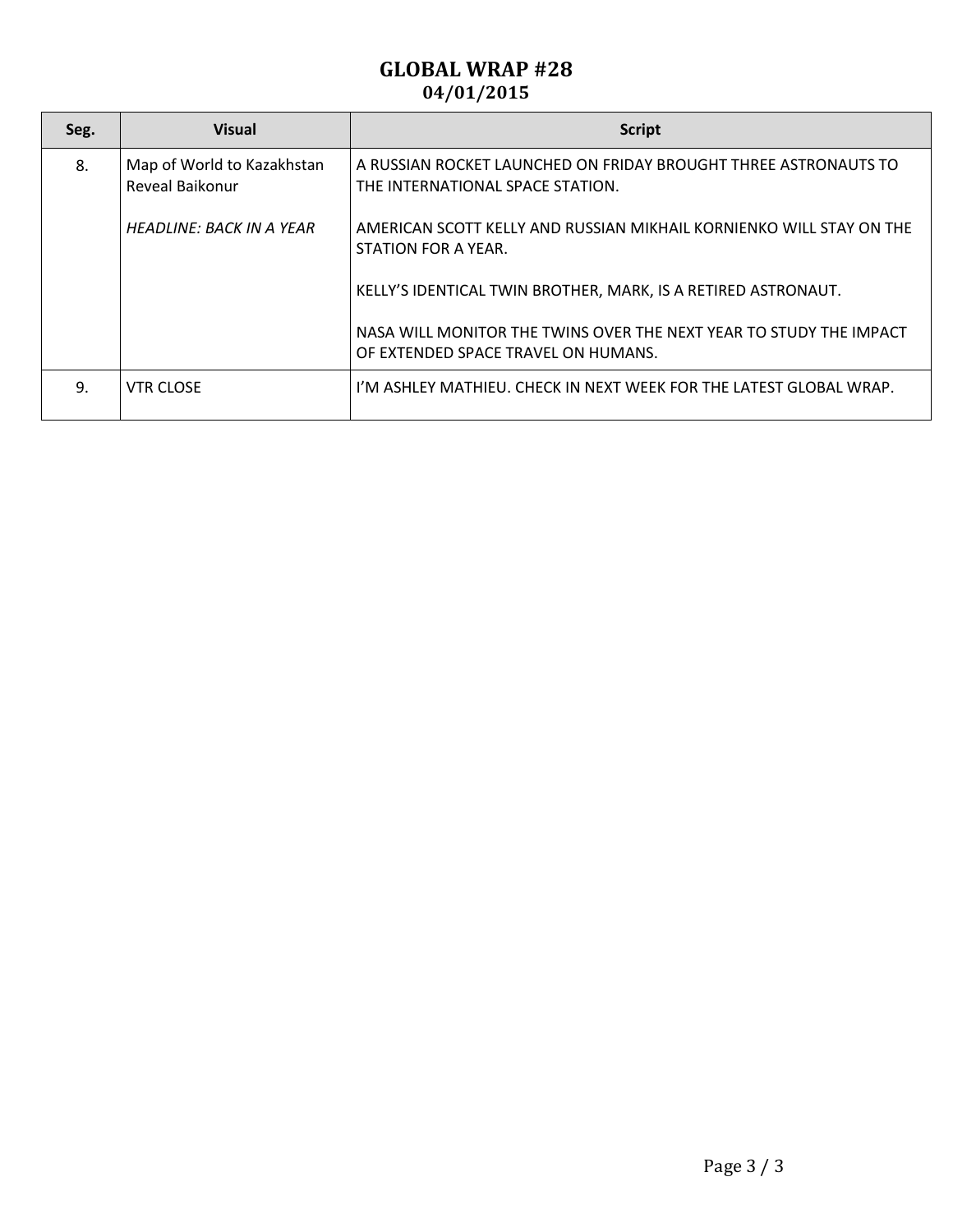# GLOBAL WRAP #28
## 04/01/2015

| Seg. | Visual | Script |
|---|---|---|
| 8. | Map of World to Kazakhstan Reveal Baikonur<br><br>*HEADLINE: BACK IN A YEAR* | A RUSSIAN ROCKET LAUNCHED ON FRIDAY BROUGHT THREE ASTRONAUTS TO THE INTERNATIONAL SPACE STATION.<br><br>AMERICAN SCOTT KELLY AND RUSSIAN MIKHAIL KORNIENKO WILL STAY ON THE STATION FOR A YEAR.<br><br>KELLY'S IDENTICAL TWIN BROTHER, MARK, IS A RETIRED ASTRONAUT.<br><br>NASA WILL MONITOR THE TWINS OVER THE NEXT YEAR TO STUDY THE IMPACT OF EXTENDED SPACE TRAVEL ON HUMANS. |
| 9. | VTR CLOSE | I'M ASHLEY MATHIEU. CHECK IN NEXT WEEK FOR THE LATEST GLOBAL WRAP. |